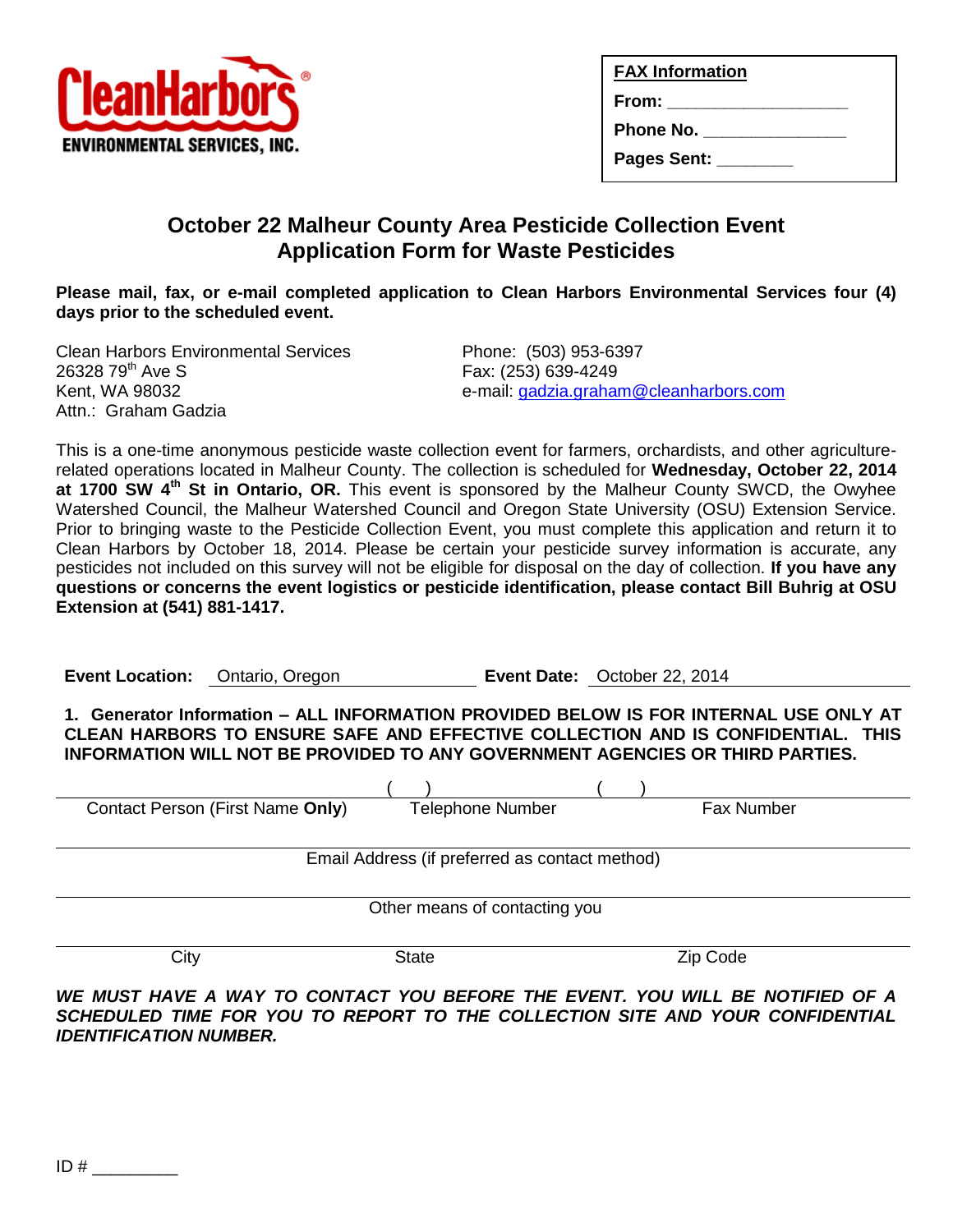**Clean Harbors**
**ENVIRONMENTAL SERVICES, INC.**

| **FAX Information** |
|---|
| **From:** ___________________ |
| **Phone No.** _______________ |
| **Pages Sent:** ________ |

# October 22 Malheur County Area Pesticide Collection Event
## Application Form for Waste Pesticides

**Please mail, fax, or e-mail completed application to Clean Harbors Environmental Services four (4) days prior to the scheduled event.**

Clean Harbors Environmental Services
26328 79th Ave S
Kent, WA 98032
Attn.: Graham Gadzia

Phone: (503) 953-6397
Fax: (253) 639-4249
e-mail: gadzia.graham@cleanharbors.com

This is a one-time anonymous pesticide waste collection event for farmers, orchardists, and other agriculture-related operations located in Malheur County. The collection is scheduled for **Wednesday, October 22, 2014 at 1700 SW 4th St in Ontario, OR.** This event is sponsored by the Malheur County SWCD, the Owyhee Watershed Council, the Malheur Watershed Council and Oregon State University (OSU) Extension Service. Prior to bringing waste to the Pesticide Collection Event, you must complete this application and return it to Clean Harbors by October 18, 2014. Please be certain your pesticide survey information is accurate, any pesticides not included on this survey will not be eligible for disposal on the day of collection. **If you have any questions or concerns the event logistics or pesticide identification, please contact Bill Buhrig at OSU Extension at (541) 881-1417.**

**Event Location:** Ontario, Oregon **Event Date:** October 22, 2014

**1. Generator Information – ALL INFORMATION PROVIDED BELOW IS FOR INTERNAL USE ONLY AT CLEAN HARBORS TO ENSURE SAFE AND EFFECTIVE COLLECTION AND IS CONFIDENTIAL. THIS INFORMATION WILL NOT BE PROVIDED TO ANY GOVERNMENT AGENCIES OR THIRD PARTIES.**

| | ( ) | ( ) |
|---|---|---|
| Contact Person (First Name **Only**) | Telephone Number | Fax Number |

______________________________________________
Email Address (if preferred as contact method)

______________________________________________
Other means of contacting you

| | | |
|---|---|---|
| City | State | Zip Code |

***WE MUST HAVE A WAY TO CONTACT YOU BEFORE THE EVENT. YOU WILL BE NOTIFIED OF A SCHEDULED TIME FOR YOU TO REPORT TO THE COLLECTION SITE AND YOUR CONFIDENTIAL IDENTIFICATION NUMBER.***

ID # _________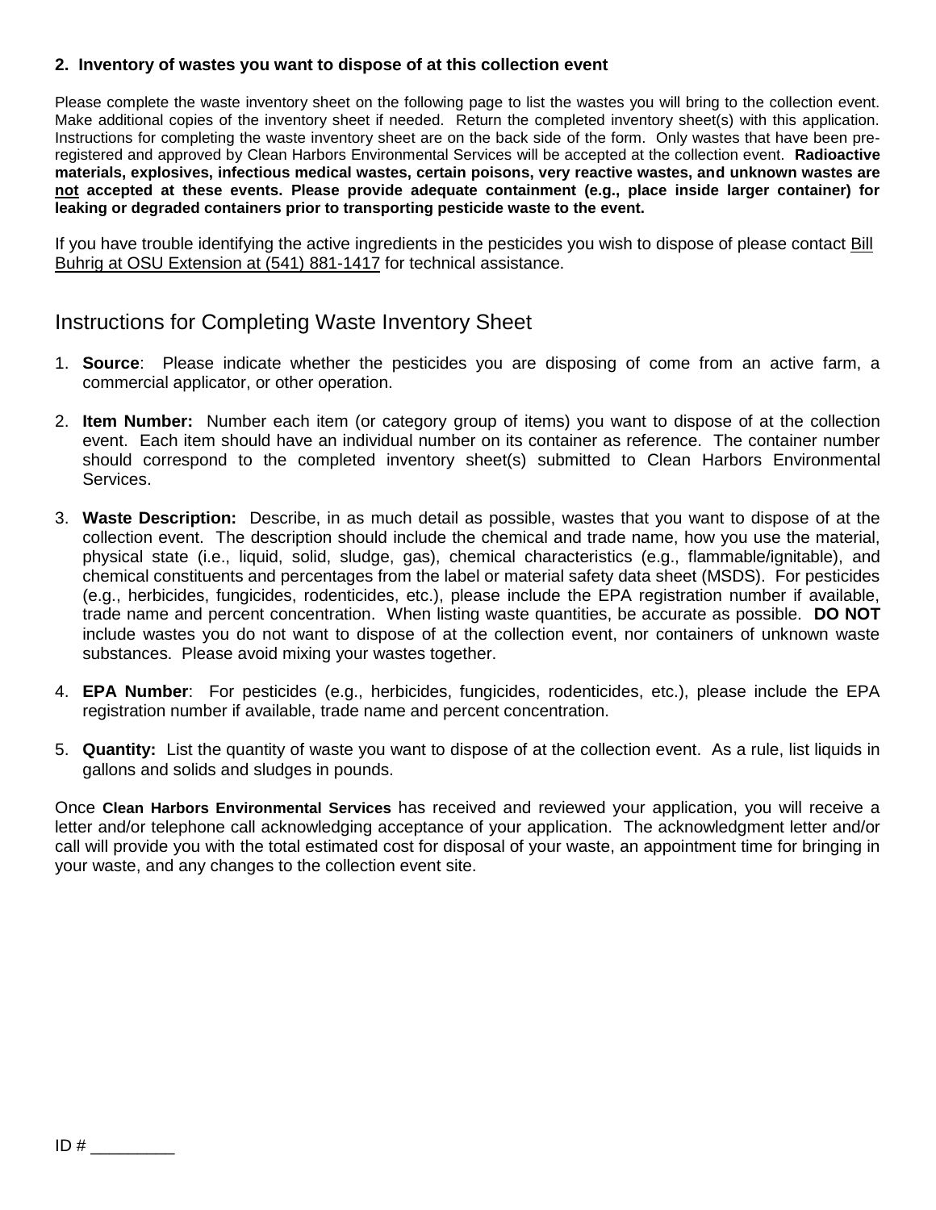**2. Inventory of wastes you want to dispose of at this collection event**

Please complete the waste inventory sheet on the following page to list the wastes you will bring to the collection event. Make additional copies of the inventory sheet if needed. Return the completed inventory sheet(s) with this application. Instructions for completing the waste inventory sheet are on the back side of the form. Only wastes that have been pre-registered and approved by Clean Harbors Environmental Services will be accepted at the collection event. **Radioactive materials, explosives, infectious medical wastes, certain poisons, very reactive wastes, and unknown wastes are not accepted at these events. Please provide adequate containment (e.g., place inside larger container) for leaking or degraded containers prior to transporting pesticide waste to the event.**

If you have trouble identifying the active ingredients in the pesticides you wish to dispose of please contact Bill Buhrig at OSU Extension at (541) 881-1417 for technical assistance.

## Instructions for Completing Waste Inventory Sheet

1. **Source**: Please indicate whether the pesticides you are disposing of come from an active farm, a commercial applicator, or other operation.
2. **Item Number:** Number each item (or category group of items) you want to dispose of at the collection event. Each item should have an individual number on its container as reference. The container number should correspond to the completed inventory sheet(s) submitted to Clean Harbors Environmental Services.
3. **Waste Description:** Describe, in as much detail as possible, wastes that you want to dispose of at the collection event. The description should include the chemical and trade name, how you use the material, physical state (i.e., liquid, solid, sludge, gas), chemical characteristics (e.g., flammable/ignitable), and chemical constituents and percentages from the label or material safety data sheet (MSDS). For pesticides (e.g., herbicides, fungicides, rodenticides, etc.), please include the EPA registration number if available, trade name and percent concentration. When listing waste quantities, be accurate as possible. **DO NOT** include wastes you do not want to dispose of at the collection event, nor containers of unknown waste substances. Please avoid mixing your wastes together.
4. **EPA Number**: For pesticides (e.g., herbicides, fungicides, rodenticides, etc.), please include the EPA registration number if available, trade name and percent concentration.
5. **Quantity:** List the quantity of waste you want to dispose of at the collection event. As a rule, list liquids in gallons and solids and sludges in pounds.

Once **Clean Harbors Environmental Services** has received and reviewed your application, you will receive a letter and/or telephone call acknowledging acceptance of your application. The acknowledgment letter and/or call will provide you with the total estimated cost for disposal of your waste, an appointment time for bringing in your waste, and any changes to the collection event site.

ID # _________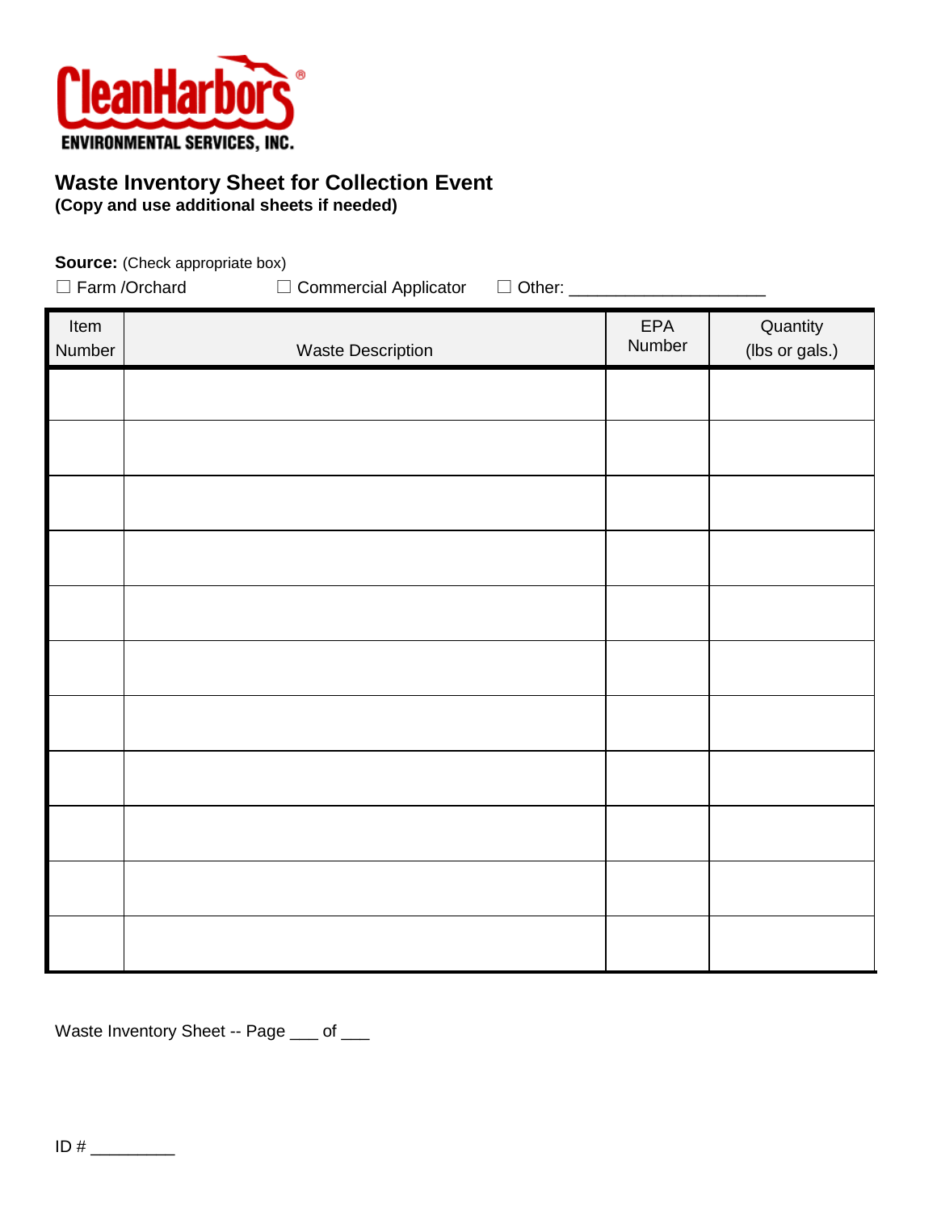Clean Harbors

ENVIRONMENTAL SERVICES, INC.

## Waste Inventory Sheet for Collection Event

**(Copy and use additional sheets if needed)**

**Source:** (Check appropriate box)

☐ Farm /Orchard ☐ Commercial Applicator ☐ Other: ____________________

| Item Number | Waste Description | EPA Number | Quantity (lbs or gals.) |
|---|---|---|---|
| | | | |
| | | | |
| | | | |
| | | | |
| | | | |
| | | | |
| | | | |
| | | | |
| | | | |
| | | | |
| | | | |

Waste Inventory Sheet -- Page ___ of ___

ID # _________